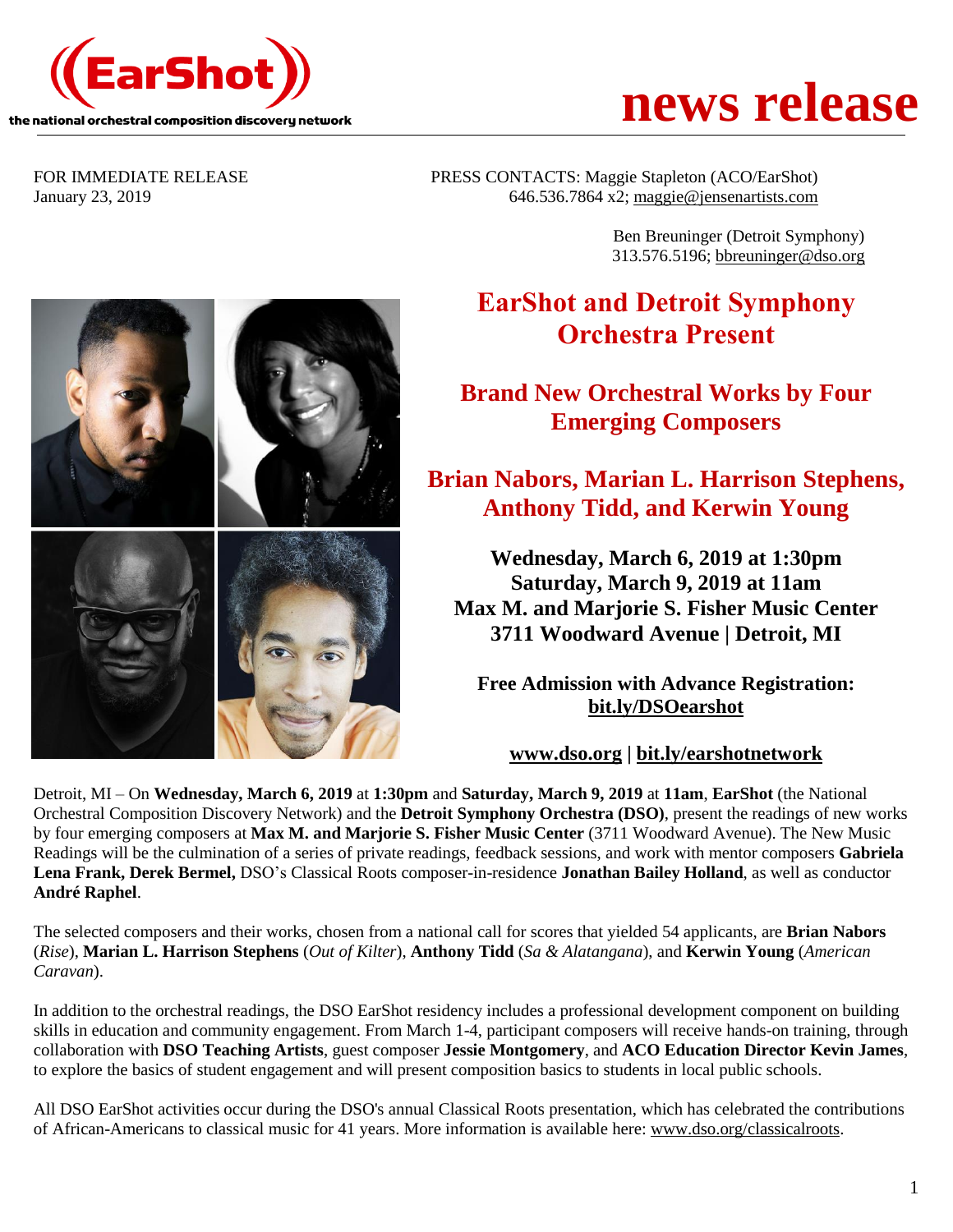**((EarShot))**
the national orchestral composition discovery network

# news release

FOR IMMEDIATE RELEASE
January 23, 2019

PRESS CONTACTS: Maggie Stapleton (ACO/EarShot)
646.536.7864 x2; maggie@jensenartists.com

Ben Breuninger (Detroit Symphony)
313.576.5196; bbreuninger@dso.org

## EarShot and Detroit Symphony Orchestra Present

## Brand New Orchestral Works by Four Emerging Composers

## Brian Nabors, Marian L. Harrison Stephens, Anthony Tidd, and Kerwin Young

**Wednesday, March 6, 2019 at 1:30pm**
**Saturday, March 9, 2019 at 11am**
**Max M. and Marjorie S. Fisher Music Center**
**3711 Woodward Avenue | Detroit, MI**

**Free Admission with Advance Registration:**
**bit.ly/DSOearshot**

**www.dso.org | bit.ly/earshotnetwork**

Detroit, MI – On **Wednesday, March 6, 2019** at **1:30pm** and **Saturday, March 9, 2019** at **11am**, **EarShot** (the National Orchestral Composition Discovery Network) and the **Detroit Symphony Orchestra (DSO)**, present the readings of new works by four emerging composers at **Max M. and Marjorie S. Fisher Music Center** (3711 Woodward Avenue). The New Music Readings will be the culmination of a series of private readings, feedback sessions, and work with mentor composers **Gabriela Lena Frank, Derek Bermel,** DSO's Classical Roots composer-in-residence **Jonathan Bailey Holland**, as well as conductor **André Raphel**.

The selected composers and their works, chosen from a national call for scores that yielded 54 applicants, are **Brian Nabors** (*Rise*), **Marian L. Harrison Stephens** (*Out of Kilter*), **Anthony Tidd** (*Sa & Alatangana*), and **Kerwin Young** (*American Caravan*).

In addition to the orchestral readings, the DSO EarShot residency includes a professional development component on building skills in education and community engagement. From March 1-4, participant composers will receive hands-on training, through collaboration with **DSO Teaching Artists**, guest composer **Jessie Montgomery**, and **ACO Education Director Kevin James**, to explore the basics of student engagement and will present composition basics to students in local public schools.

All DSO EarShot activities occur during the DSO's annual Classical Roots presentation, which has celebrated the contributions of African-Americans to classical music for 41 years. More information is available here: www.dso.org/classicalroots.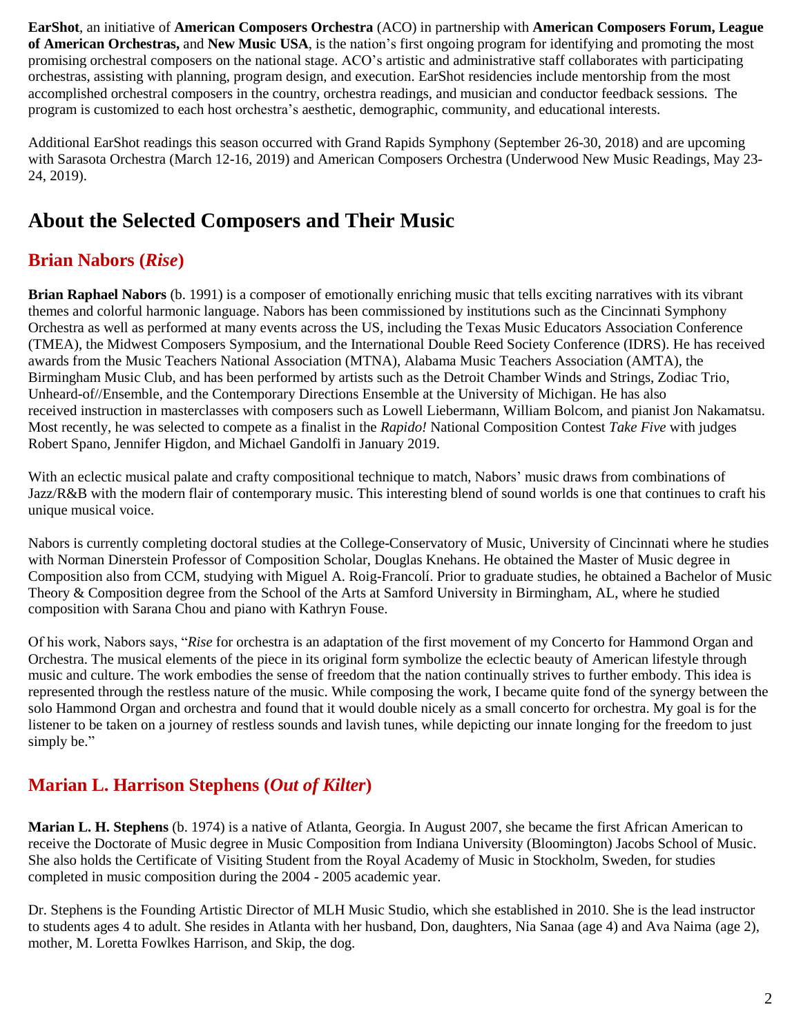**EarShot**, an initiative of **American Composers Orchestra** (ACO) in partnership with **American Composers Forum, League of American Orchestras,** and **New Music USA**, is the nation's first ongoing program for identifying and promoting the most promising orchestral composers on the national stage. ACO's artistic and administrative staff collaborates with participating orchestras, assisting with planning, program design, and execution. EarShot residencies include mentorship from the most accomplished orchestral composers in the country, orchestra readings, and musician and conductor feedback sessions. The program is customized to each host orchestra's aesthetic, demographic, community, and educational interests.

Additional EarShot readings this season occurred with Grand Rapids Symphony (September 26-30, 2018) and are upcoming with Sarasota Orchestra (March 12-16, 2019) and American Composers Orchestra (Underwood New Music Readings, May 23-24, 2019).

# About the Selected Composers and Their Music

## Brian Nabors (*Rise*)

**Brian Raphael Nabors** (b. 1991) is a composer of emotionally enriching music that tells exciting narratives with its vibrant themes and colorful harmonic language. Nabors has been commissioned by institutions such as the Cincinnati Symphony Orchestra as well as performed at many events across the US, including the Texas Music Educators Association Conference (TMEA), the Midwest Composers Symposium, and the International Double Reed Society Conference (IDRS). He has received awards from the Music Teachers National Association (MTNA), Alabama Music Teachers Association (AMTA), the Birmingham Music Club, and has been performed by artists such as the Detroit Chamber Winds and Strings, Zodiac Trio, Unheard-of//Ensemble, and the Contemporary Directions Ensemble at the University of Michigan. He has also received instruction in masterclasses with composers such as Lowell Liebermann, William Bolcom, and pianist Jon Nakamatsu. Most recently, he was selected to compete as a finalist in the *Rapido!* National Composition Contest *Take Five* with judges Robert Spano, Jennifer Higdon, and Michael Gandolfi in January 2019.

With an eclectic musical palate and crafty compositional technique to match, Nabors' music draws from combinations of Jazz/R&B with the modern flair of contemporary music. This interesting blend of sound worlds is one that continues to craft his unique musical voice.

Nabors is currently completing doctoral studies at the College-Conservatory of Music, University of Cincinnati where he studies with Norman Dinerstein Professor of Composition Scholar, Douglas Knehans. He obtained the Master of Music degree in Composition also from CCM, studying with Miguel A. Roig-Francolí. Prior to graduate studies, he obtained a Bachelor of Music Theory & Composition degree from the School of the Arts at Samford University in Birmingham, AL, where he studied composition with Sarana Chou and piano with Kathryn Fouse.

Of his work, Nabors says, "*Rise* for orchestra is an adaptation of the first movement of my Concerto for Hammond Organ and Orchestra. The musical elements of the piece in its original form symbolize the eclectic beauty of American lifestyle through music and culture. The work embodies the sense of freedom that the nation continually strives to further embody. This idea is represented through the restless nature of the music. While composing the work, I became quite fond of the synergy between the solo Hammond Organ and orchestra and found that it would double nicely as a small concerto for orchestra. My goal is for the listener to be taken on a journey of restless sounds and lavish tunes, while depicting our innate longing for the freedom to just simply be."

## Marian L. Harrison Stephens (*Out of Kilter*)

**Marian L. H. Stephens** (b. 1974) is a native of Atlanta, Georgia. In August 2007, she became the first African American to receive the Doctorate of Music degree in Music Composition from Indiana University (Bloomington) Jacobs School of Music. She also holds the Certificate of Visiting Student from the Royal Academy of Music in Stockholm, Sweden, for studies completed in music composition during the 2004 - 2005 academic year.

Dr. Stephens is the Founding Artistic Director of MLH Music Studio, which she established in 2010. She is the lead instructor to students ages 4 to adult. She resides in Atlanta with her husband, Don, daughters, Nia Sanaa (age 4) and Ava Naima (age 2), mother, M. Loretta Fowlkes Harrison, and Skip, the dog.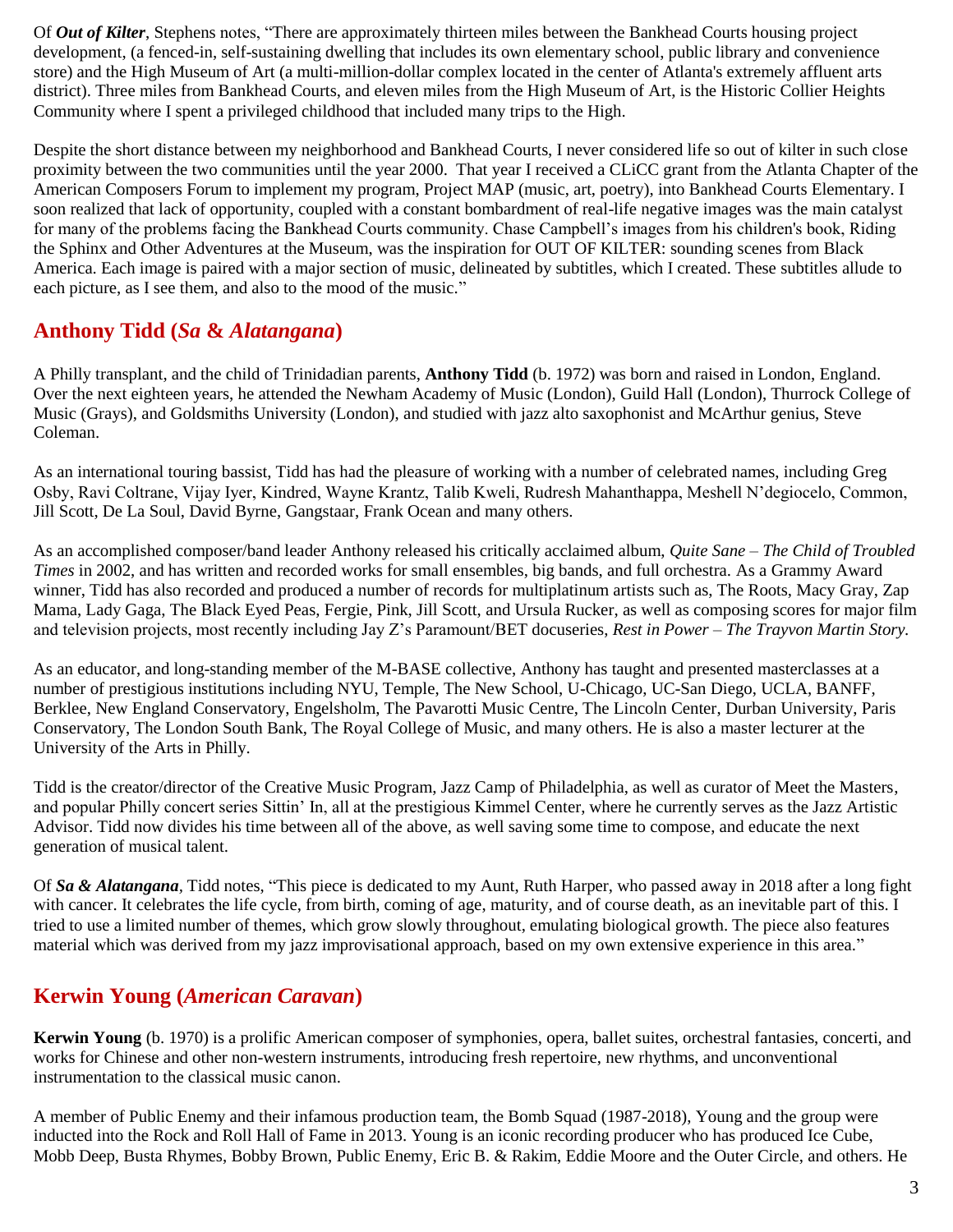Of ***Out of Kilter***, Stephens notes, "There are approximately thirteen miles between the Bankhead Courts housing project development, (a fenced-in, self-sustaining dwelling that includes its own elementary school, public library and convenience store) and the High Museum of Art (a multi-million-dollar complex located in the center of Atlanta's extremely affluent arts district). Three miles from Bankhead Courts, and eleven miles from the High Museum of Art, is the Historic Collier Heights Community where I spent a privileged childhood that included many trips to the High.

Despite the short distance between my neighborhood and Bankhead Courts, I never considered life so out of kilter in such close proximity between the two communities until the year 2000. That year I received a CLiCC grant from the Atlanta Chapter of the American Composers Forum to implement my program, Project MAP (music, art, poetry), into Bankhead Courts Elementary. I soon realized that lack of opportunity, coupled with a constant bombardment of real-life negative images was the main catalyst for many of the problems facing the Bankhead Courts community. Chase Campbell's images from his children's book, Riding the Sphinx and Other Adventures at the Museum, was the inspiration for OUT OF KILTER: sounding scenes from Black America. Each image is paired with a major section of music, delineated by subtitles, which I created. These subtitles allude to each picture, as I see them, and also to the mood of the music."

## Anthony Tidd (*Sa* & *Alatangana*)

A Philly transplant, and the child of Trinidadian parents, **Anthony Tidd** (b. 1972) was born and raised in London, England. Over the next eighteen years, he attended the Newham Academy of Music (London), Guild Hall (London), Thurrock College of Music (Grays), and Goldsmiths University (London), and studied with jazz alto saxophonist and McArthur genius, Steve Coleman.

As an international touring bassist, Tidd has had the pleasure of working with a number of celebrated names, including Greg Osby, Ravi Coltrane, Vijay Iyer, Kindred, Wayne Krantz, Talib Kweli, Rudresh Mahanthappa, Meshell N'degiocelo, Common, Jill Scott, De La Soul, David Byrne, Gangstaar, Frank Ocean and many others.

As an accomplished composer/band leader Anthony released his critically acclaimed album, *Quite Sane – The Child of Troubled Times* in 2002, and has written and recorded works for small ensembles, big bands, and full orchestra. As a Grammy Award winner, Tidd has also recorded and produced a number of records for multiplatinum artists such as, The Roots, Macy Gray, Zap Mama, Lady Gaga, The Black Eyed Peas, Fergie, Pink, Jill Scott, and Ursula Rucker, as well as composing scores for major film and television projects, most recently including Jay Z's Paramount/BET docuseries, *Rest in Power – The Trayvon Martin Story.*

As an educator, and long-standing member of the M-BASE collective, Anthony has taught and presented masterclasses at a number of prestigious institutions including NYU, Temple, The New School, U-Chicago, UC-San Diego, UCLA, BANFF, Berklee, New England Conservatory, Engelsholm, The Pavarotti Music Centre, The Lincoln Center, Durban University, Paris Conservatory, The London South Bank, The Royal College of Music, and many others. He is also a master lecturer at the University of the Arts in Philly.

Tidd is the creator/director of the Creative Music Program, Jazz Camp of Philadelphia, as well as curator of Meet the Masters, and popular Philly concert series Sittin' In, all at the prestigious Kimmel Center, where he currently serves as the Jazz Artistic Advisor. Tidd now divides his time between all of the above, as well saving some time to compose, and educate the next generation of musical talent.

Of ***Sa & Alatangana***, Tidd notes, "This piece is dedicated to my Aunt, Ruth Harper, who passed away in 2018 after a long fight with cancer. It celebrates the life cycle, from birth, coming of age, maturity, and of course death, as an inevitable part of this. I tried to use a limited number of themes, which grow slowly throughout, emulating biological growth. The piece also features material which was derived from my jazz improvisational approach, based on my own extensive experience in this area."

## Kerwin Young (*American Caravan*)

**Kerwin Young** (b. 1970) is a prolific American composer of symphonies, opera, ballet suites, orchestral fantasies, concerti, and works for Chinese and other non-western instruments, introducing fresh repertoire, new rhythms, and unconventional instrumentation to the classical music canon.

A member of Public Enemy and their infamous production team, the Bomb Squad (1987-2018), Young and the group were inducted into the Rock and Roll Hall of Fame in 2013. Young is an iconic recording producer who has produced Ice Cube, Mobb Deep, Busta Rhymes, Bobby Brown, Public Enemy, Eric B. & Rakim, Eddie Moore and the Outer Circle, and others. He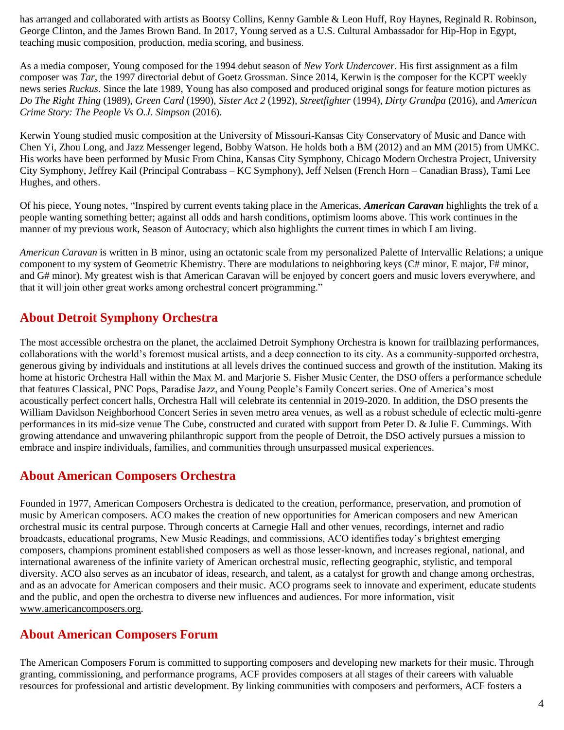has arranged and collaborated with artists as Bootsy Collins, Kenny Gamble & Leon Huff, Roy Haynes, Reginald R. Robinson, George Clinton, and the James Brown Band. In 2017, Young served as a U.S. Cultural Ambassador for Hip-Hop in Egypt, teaching music composition, production, media scoring, and business.

As a media composer, Young composed for the 1994 debut season of *New York Undercover*. His first assignment as a film composer was *Tar*, the 1997 directorial debut of Goetz Grossman. Since 2014, Kerwin is the composer for the KCPT weekly news series *Ruckus*. Since the late 1989, Young has also composed and produced original songs for feature motion pictures as *Do The Right Thing* (1989), *Green Card* (1990), *Sister Act 2* (1992), *Streetfighter* (1994), *Dirty Grandpa* (2016), and *American Crime Story: The People Vs O.J. Simpson* (2016).

Kerwin Young studied music composition at the University of Missouri-Kansas City Conservatory of Music and Dance with Chen Yi, Zhou Long, and Jazz Messenger legend, Bobby Watson. He holds both a BM (2012) and an MM (2015) from UMKC. His works have been performed by Music From China, Kansas City Symphony, Chicago Modern Orchestra Project, University City Symphony, Jeffrey Kail (Principal Contrabass – KC Symphony), Jeff Nelsen (French Horn – Canadian Brass), Tami Lee Hughes, and others.

Of his piece, Young notes, "Inspired by current events taking place in the Americas, ***American Caravan*** highlights the trek of a people wanting something better; against all odds and harsh conditions, optimism looms above. This work continues in the manner of my previous work, Season of Autocracy, which also highlights the current times in which I am living.

*American Caravan* is written in B minor, using an octatonic scale from my personalized Palette of Intervallic Relations; a unique component to my system of Geometric Khemistry. There are modulations to neighboring keys (C# minor, E major, F# minor, and G# minor). My greatest wish is that American Caravan will be enjoyed by concert goers and music lovers everywhere, and that it will join other great works among orchestral concert programming."

## About Detroit Symphony Orchestra

The most accessible orchestra on the planet, the acclaimed Detroit Symphony Orchestra is known for trailblazing performances, collaborations with the world's foremost musical artists, and a deep connection to its city. As a community-supported orchestra, generous giving by individuals and institutions at all levels drives the continued success and growth of the institution. Making its home at historic Orchestra Hall within the Max M. and Marjorie S. Fisher Music Center, the DSO offers a performance schedule that features Classical, PNC Pops, Paradise Jazz, and Young People's Family Concert series. One of America's most acoustically perfect concert halls, Orchestra Hall will celebrate its centennial in 2019-2020. In addition, the DSO presents the William Davidson Neighborhood Concert Series in seven metro area venues, as well as a robust schedule of eclectic multi-genre performances in its mid-size venue The Cube, constructed and curated with support from Peter D. & Julie F. Cummings. With growing attendance and unwavering philanthropic support from the people of Detroit, the DSO actively pursues a mission to embrace and inspire individuals, families, and communities through unsurpassed musical experiences.

## About American Composers Orchestra

Founded in 1977, American Composers Orchestra is dedicated to the creation, performance, preservation, and promotion of music by American composers. ACO makes the creation of new opportunities for American composers and new American orchestral music its central purpose. Through concerts at Carnegie Hall and other venues, recordings, internet and radio broadcasts, educational programs, New Music Readings, and commissions, ACO identifies today's brightest emerging composers, champions prominent established composers as well as those lesser-known, and increases regional, national, and international awareness of the infinite variety of American orchestral music, reflecting geographic, stylistic, and temporal diversity. ACO also serves as an incubator of ideas, research, and talent, as a catalyst for growth and change among orchestras, and as an advocate for American composers and their music. ACO programs seek to innovate and experiment, educate students and the public, and open the orchestra to diverse new influences and audiences. For more information, visit www.americancomposers.org.

## About American Composers Forum

The American Composers Forum is committed to supporting composers and developing new markets for their music. Through granting, commissioning, and performance programs, ACF provides composers at all stages of their careers with valuable resources for professional and artistic development. By linking communities with composers and performers, ACF fosters a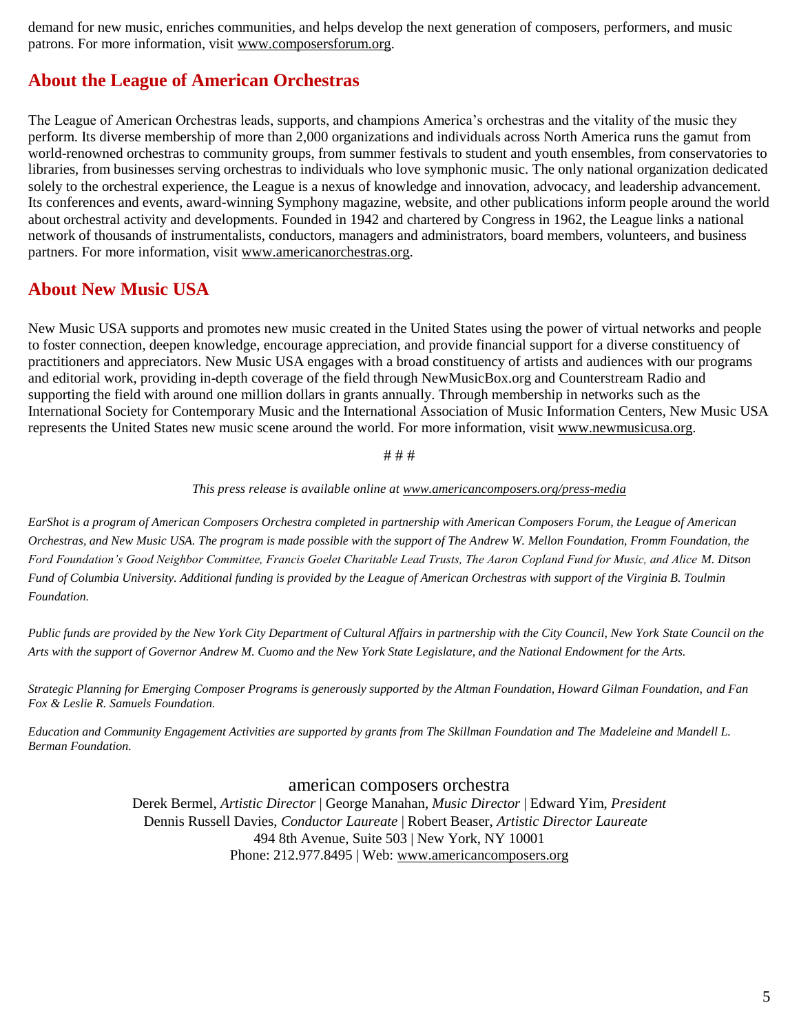demand for new music, enriches communities, and helps develop the next generation of composers, performers, and music patrons. For more information, visit www.composersforum.org.

## About the League of American Orchestras

The League of American Orchestras leads, supports, and champions America's orchestras and the vitality of the music they perform. Its diverse membership of more than 2,000 organizations and individuals across North America runs the gamut from world-renowned orchestras to community groups, from summer festivals to student and youth ensembles, from conservatories to libraries, from businesses serving orchestras to individuals who love symphonic music. The only national organization dedicated solely to the orchestral experience, the League is a nexus of knowledge and innovation, advocacy, and leadership advancement. Its conferences and events, award-winning Symphony magazine, website, and other publications inform people around the world about orchestral activity and developments. Founded in 1942 and chartered by Congress in 1962, the League links a national network of thousands of instrumentalists, conductors, managers and administrators, board members, volunteers, and business partners. For more information, visit www.americanorchestras.org.

## About New Music USA

New Music USA supports and promotes new music created in the United States using the power of virtual networks and people to foster connection, deepen knowledge, encourage appreciation, and provide financial support for a diverse constituency of practitioners and appreciators. New Music USA engages with a broad constituency of artists and audiences with our programs and editorial work, providing in-depth coverage of the field through NewMusicBox.org and Counterstream Radio and supporting the field with around one million dollars in grants annually. Through membership in networks such as the International Society for Contemporary Music and the International Association of Music Information Centers, New Music USA represents the United States new music scene around the world. For more information, visit www.newmusicusa.org.

# # #

*This press release is available online at www.americancomposers.org/press-media*

*EarShot is a program of American Composers Orchestra completed in partnership with American Composers Forum, the League of American Orchestras, and New Music USA. The program is made possible with the support of The Andrew W. Mellon Foundation, Fromm Foundation, the Ford Foundation's Good Neighbor Committee, Francis Goelet Charitable Lead Trusts, The Aaron Copland Fund for Music, and Alice M. Ditson Fund of Columbia University. Additional funding is provided by the League of American Orchestras with support of the Virginia B. Toulmin Foundation.*

*Public funds are provided by the New York City Department of Cultural Affairs in partnership with the City Council, New York State Council on the Arts with the support of Governor Andrew M. Cuomo and the New York State Legislature, and the National Endowment for the Arts.*

*Strategic Planning for Emerging Composer Programs is generously supported by the Altman Foundation, Howard Gilman Foundation, and Fan Fox & Leslie R. Samuels Foundation.*

*Education and Community Engagement Activities are supported by grants from The Skillman Foundation and The Madeleine and Mandell L. Berman Foundation.*

american composers orchestra

Derek Bermel, *Artistic Director* | George Manahan, *Music Director* | Edward Yim, *President*
Dennis Russell Davies, *Conductor Laureate* | Robert Beaser, *Artistic Director Laureate*
494 8th Avenue, Suite 503 | New York, NY 10001
Phone: 212.977.8495 | Web: www.americancomposers.org